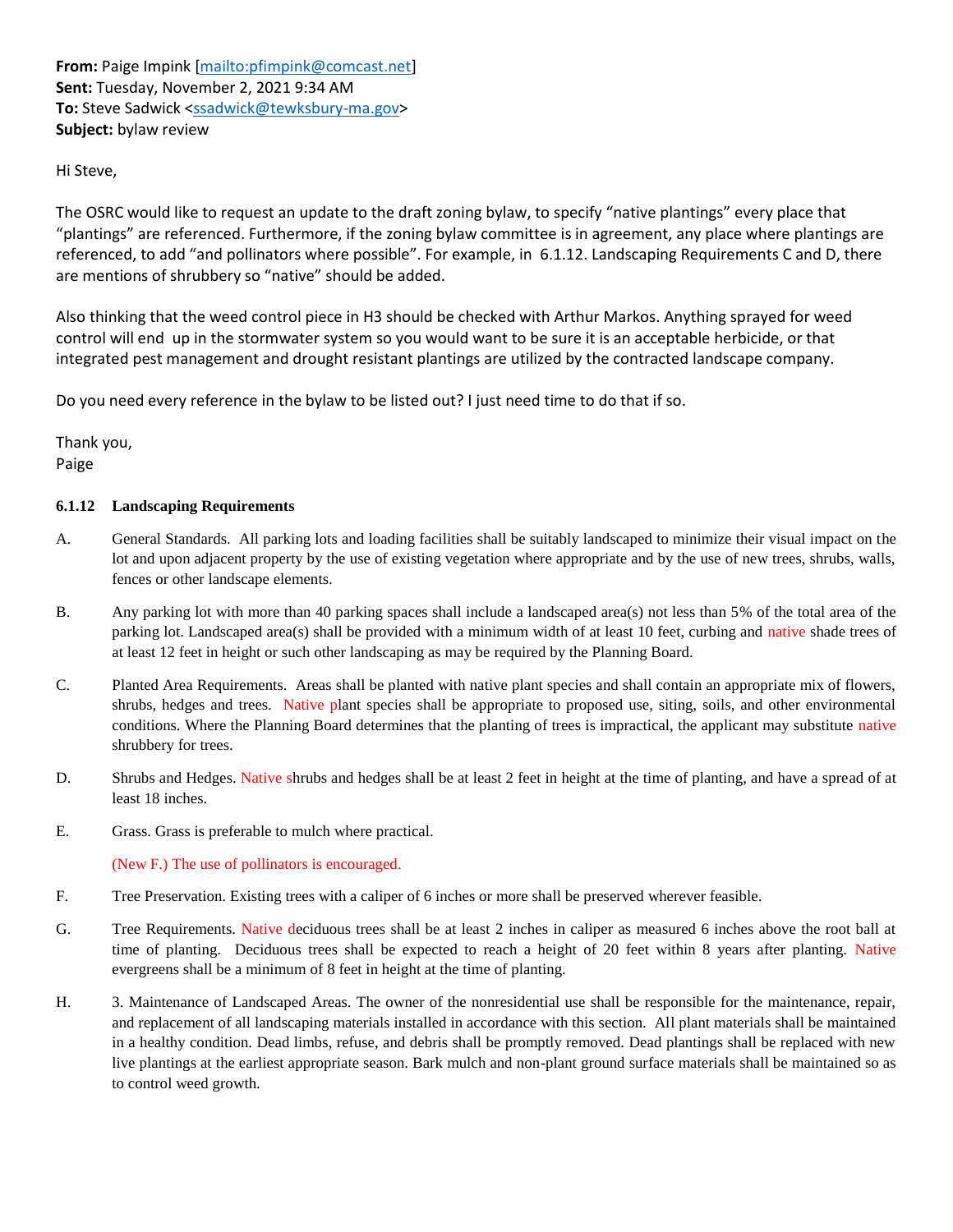**From:** Paige Impink [mailto:pfimpink@comcast.net]
**Sent:** Tuesday, November 2, 2021 9:34 AM
**To:** Steve Sadwick <ssadwick@tewksbury-ma.gov>
**Subject:** bylaw review

Hi Steve,

The OSRC would like to request an update to the draft zoning bylaw, to specify "native plantings" every place that "plantings" are referenced. Furthermore, if the zoning bylaw committee is in agreement, any place where plantings are referenced, to add "and pollinators where possible". For example, in 6.1.12. Landscaping Requirements C and D, there are mentions of shrubbery so "native" should be added.

Also thinking that the weed control piece in H3 should be checked with Arthur Markos. Anything sprayed for weed control will end up in the stormwater system so you would want to be sure it is an acceptable herbicide, or that integrated pest management and drought resistant plantings are utilized by the contracted landscape company.

Do you need every reference in the bylaw to be listed out? I just need time to do that if so.

Thank you,
Paige

**6.1.12 Landscaping Requirements**

A. General Standards. All parking lots and loading facilities shall be suitably landscaped to minimize their visual impact on the lot and upon adjacent property by the use of existing vegetation where appropriate and by the use of new trees, shrubs, walls, fences or other landscape elements.

B. Any parking lot with more than 40 parking spaces shall include a landscaped area(s) not less than 5% of the total area of the parking lot. Landscaped area(s) shall be provided with a minimum width of at least 10 feet, curbing and native shade trees of at least 12 feet in height or such other landscaping as may be required by the Planning Board.

C. Planted Area Requirements. Areas shall be planted with native plant species and shall contain an appropriate mix of flowers, shrubs, hedges and trees. Native plant species shall be appropriate to proposed use, siting, soils, and other environmental conditions. Where the Planning Board determines that the planting of trees is impractical, the applicant may substitute native shrubbery for trees.

D. Shrubs and Hedges. Native shrubs and hedges shall be at least 2 feet in height at the time of planting, and have a spread of at least 18 inches.

E. Grass. Grass is preferable to mulch where practical.

(New F.) The use of pollinators is encouraged.

F. Tree Preservation. Existing trees with a caliper of 6 inches or more shall be preserved wherever feasible.

G. Tree Requirements. Native deciduous trees shall be at least 2 inches in caliper as measured 6 inches above the root ball at time of planting. Deciduous trees shall be expected to reach a height of 20 feet within 8 years after planting. Native evergreens shall be a minimum of 8 feet in height at the time of planting.

H. 3. Maintenance of Landscaped Areas. The owner of the nonresidential use shall be responsible for the maintenance, repair, and replacement of all landscaping materials installed in accordance with this section. All plant materials shall be maintained in a healthy condition. Dead limbs, refuse, and debris shall be promptly removed. Dead plantings shall be replaced with new live plantings at the earliest appropriate season. Bark mulch and non-plant ground surface materials shall be maintained so as to control weed growth.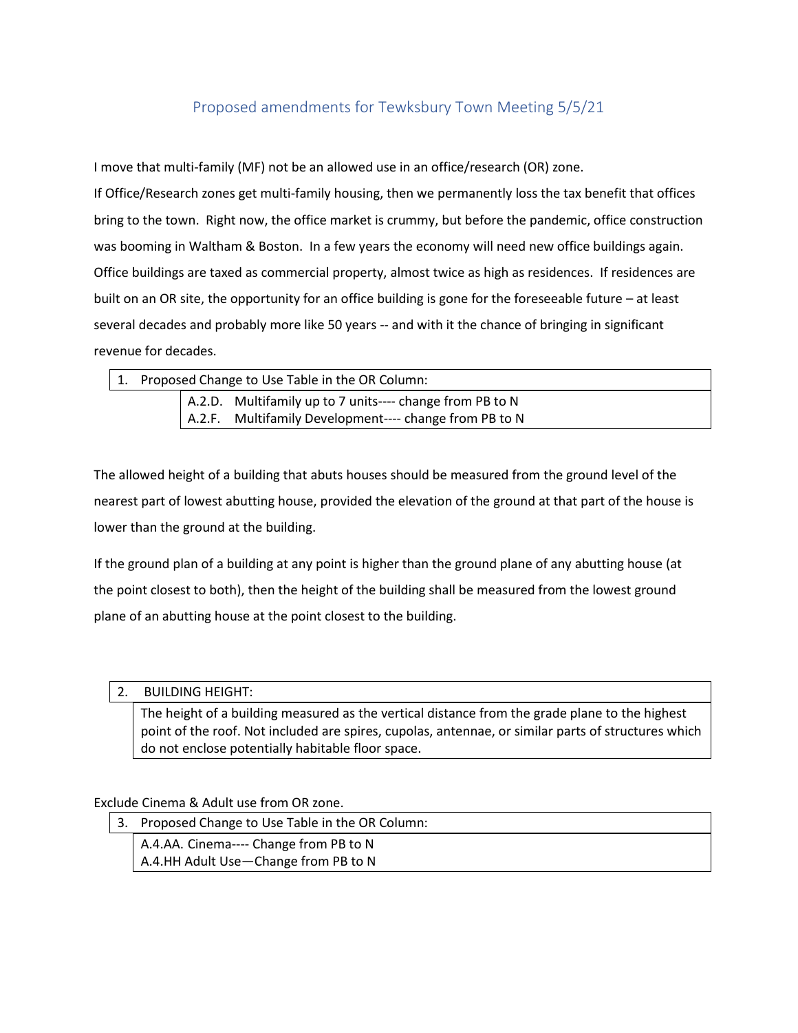## Proposed amendments for Tewksbury Town Meeting 5/5/21

I move that multi-family (MF) not be an allowed use in an office/research (OR) zone.

If Office/Research zones get multi-family housing, then we permanently loss the tax benefit that offices bring to the town. Right now, the office market is crummy, but before the pandemic, office construction was booming in Waltham & Boston. In a few years the economy will need new office buildings again. Office buildings are taxed as commercial property, almost twice as high as residences. If residences are built on an OR site, the opportunity for an office building is gone for the foreseeable future – at least several decades and probably more like 50 years -- and with it the chance of bringing in significant revenue for decades.

| 1. Proposed Change to Use Table in the OR Column: |
|---|
| A.2.D. Multifamily up to 7 units---- change from PB to N<br>A.2.F. Multifamily Development---- change from PB to N |

The allowed height of a building that abuts houses should be measured from the ground level of the nearest part of lowest abutting house, provided the elevation of the ground at that part of the house is lower than the ground at the building.

If the ground plan of a building at any point is higher than the ground plane of any abutting house (at the point closest to both), then the height of the building shall be measured from the lowest ground plane of an abutting house at the point closest to the building.

| 2. BUILDING HEIGHT: |
|---|
| The height of a building measured as the vertical distance from the grade plane to the highest point of the roof. Not included are spires, cupolas, antennae, or similar parts of structures which do not enclose potentially habitable floor space. |

Exclude Cinema & Adult use from OR zone.

| 3. Proposed Change to Use Table in the OR Column: |
|---|
| A.4.AA. Cinema---- Change from PB to N<br>A.4.HH Adult Use—Change from PB to N |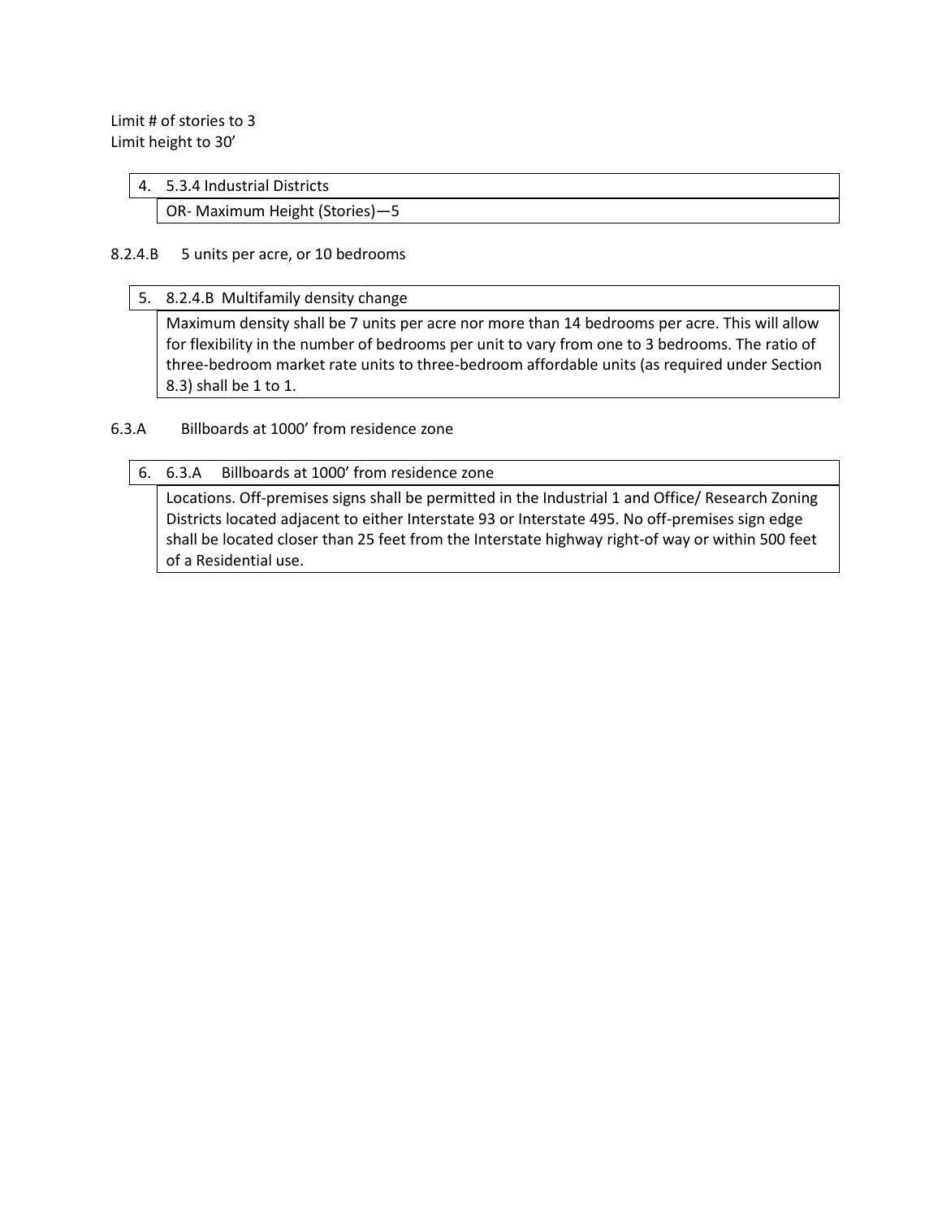Limit # of stories to 3
Limit height to 30'

| 4. | 5.3.4 Industrial Districts |
|---|---|
| | OR- Maximum Height (Stories)—5 |

8.2.4.B 5 units per acre, or 10 bedrooms

| 5. | 8.2.4.B Multifamily density change |
|---|---|
| | Maximum density shall be 7 units per acre nor more than 14 bedrooms per acre. This will allow for flexibility in the number of bedrooms per unit to vary from one to 3 bedrooms. The ratio of three-bedroom market rate units to three-bedroom affordable units (as required under Section 8.3) shall be 1 to 1. |

6.3.A Billboards at 1000' from residence zone

| 6. | 6.3.A Billboards at 1000' from residence zone |
|---|---|
| | Locations. Off-premises signs shall be permitted in the Industrial 1 and Office/ Research Zoning Districts located adjacent to either Interstate 93 or Interstate 495. No off-premises sign edge shall be located closer than 25 feet from the Interstate highway right-of way or within 500 feet of a Residential use. |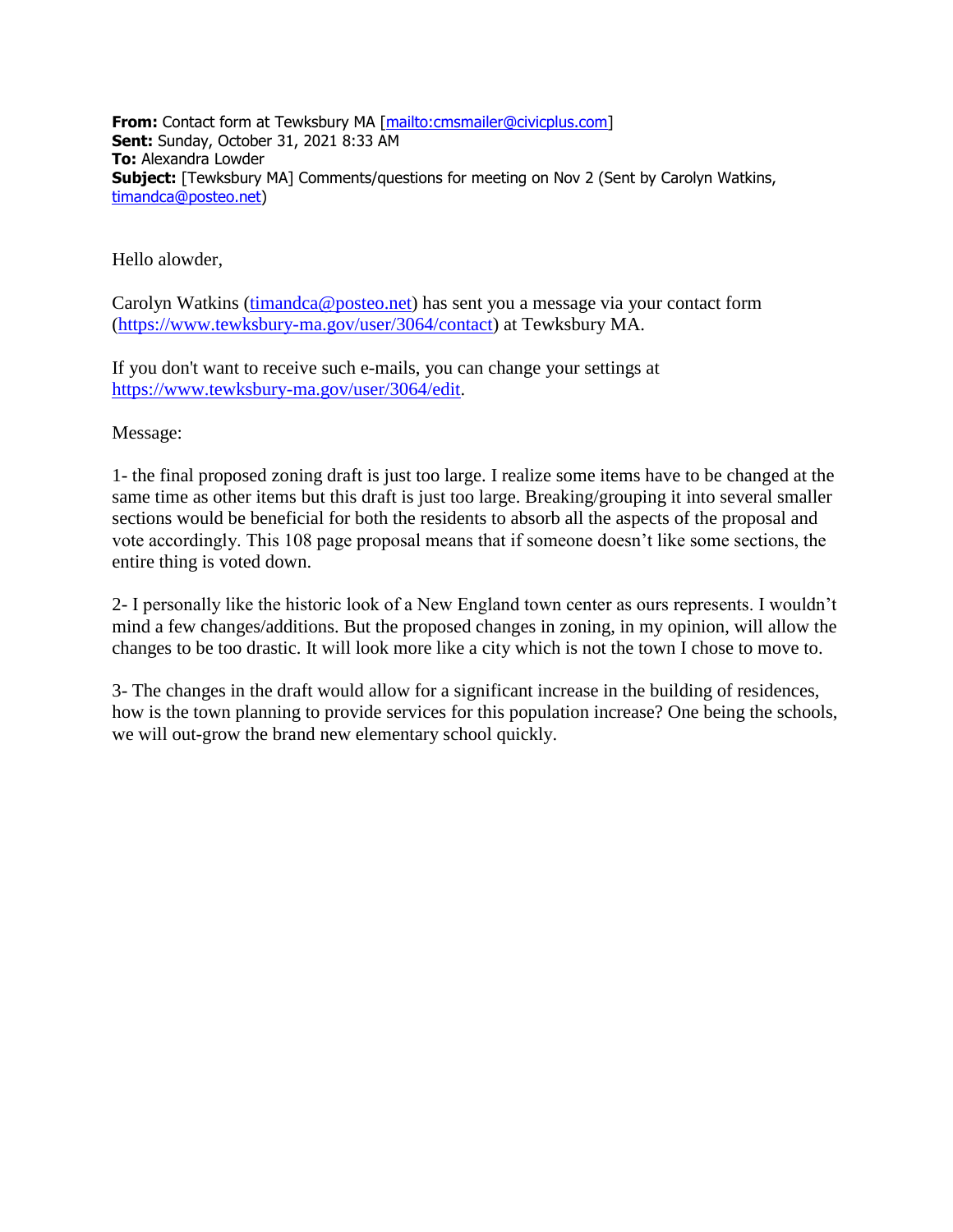**From:** Contact form at Tewksbury MA [mailto:cmsmailer@civicplus.com]
**Sent:** Sunday, October 31, 2021 8:33 AM
**To:** Alexandra Lowder
**Subject:** [Tewksbury MA] Comments/questions for meeting on Nov 2 (Sent by Carolyn Watkins, timandca@posteo.net)

Hello alowder,

Carolyn Watkins (timandca@posteo.net) has sent you a message via your contact form (https://www.tewksbury-ma.gov/user/3064/contact) at Tewksbury MA.

If you don't want to receive such e-mails, you can change your settings at https://www.tewksbury-ma.gov/user/3064/edit.

Message:

1- the final proposed zoning draft is just too large. I realize some items have to be changed at the same time as other items but this draft is just too large. Breaking/grouping it into several smaller sections would be beneficial for both the residents to absorb all the aspects of the proposal and vote accordingly. This 108 page proposal means that if someone doesn't like some sections, the entire thing is voted down.

2- I personally like the historic look of a New England town center as ours represents. I wouldn't mind a few changes/additions. But the proposed changes in zoning, in my opinion, will allow the changes to be too drastic. It will look more like a city which is not the town I chose to move to.

3- The changes in the draft would allow for a significant increase in the building of residences, how is the town planning to provide services for this population increase? One being the schools, we will out-grow the brand new elementary school quickly.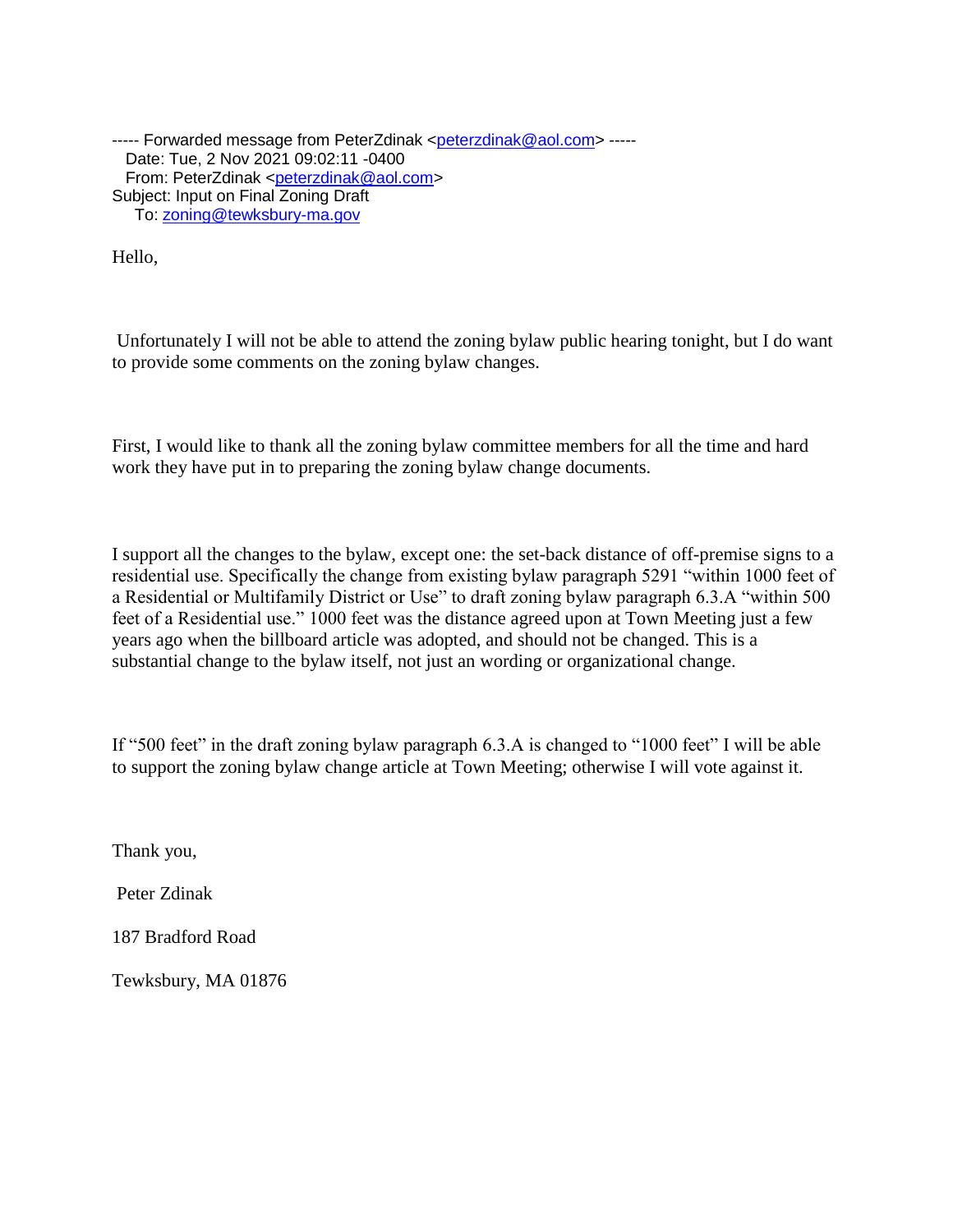----- Forwarded message from PeterZdinak <peterzdinak@aol.com> -----
Date: Tue, 2 Nov 2021 09:02:11 -0400
From: PeterZdinak <peterzdinak@aol.com>
Subject: Input on Final Zoning Draft
To: zoning@tewksbury-ma.gov

Hello,

Unfortunately I will not be able to attend the zoning bylaw public hearing tonight, but I do want to provide some comments on the zoning bylaw changes.

First, I would like to thank all the zoning bylaw committee members for all the time and hard work they have put in to preparing the zoning bylaw change documents.

I support all the changes to the bylaw, except one: the set-back distance of off-premise signs to a residential use. Specifically the change from existing bylaw paragraph 5291 "within 1000 feet of a Residential or Multifamily District or Use" to draft zoning bylaw paragraph 6.3.A "within 500 feet of a Residential use." 1000 feet was the distance agreed upon at Town Meeting just a few years ago when the billboard article was adopted, and should not be changed. This is a substantial change to the bylaw itself, not just an wording or organizational change.

If "500 feet" in the draft zoning bylaw paragraph 6.3.A is changed to "1000 feet" I will be able to support the zoning bylaw change article at Town Meeting; otherwise I will vote against it.

Thank you,

Peter Zdinak

187 Bradford Road

Tewksbury, MA 01876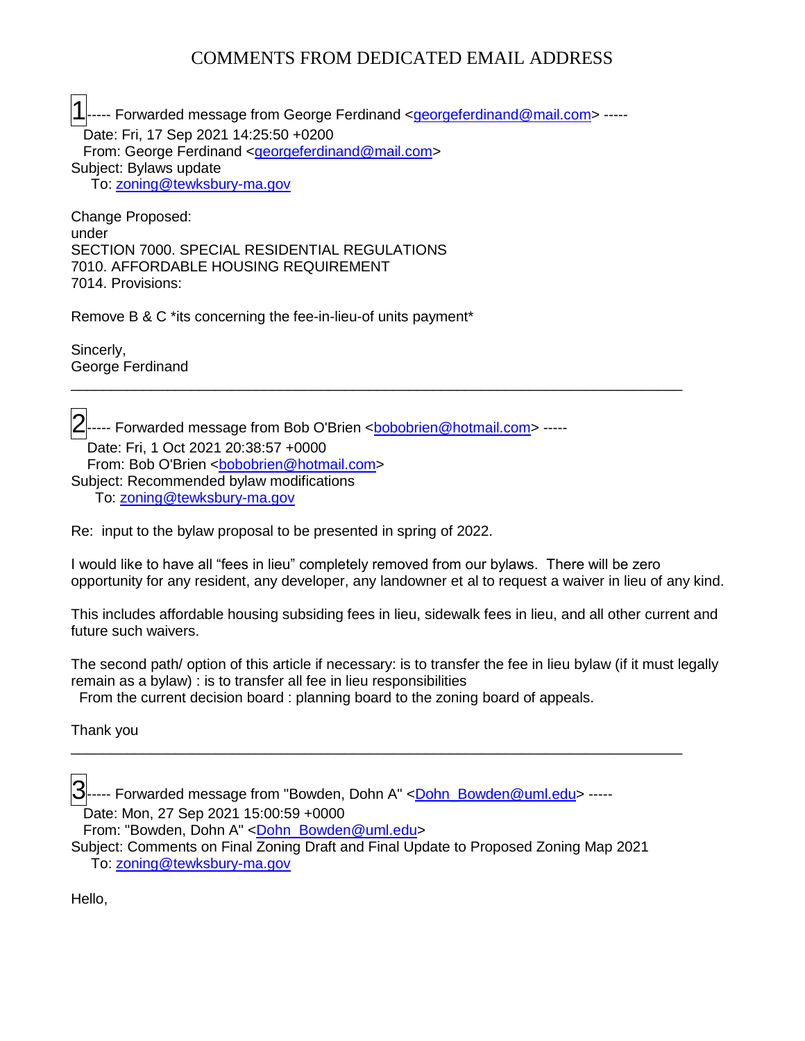# COMMENTS FROM DEDICATED EMAIL ADDRESS

1----- Forwarded message from George Ferdinand <georgeferdinand@mail.com> -----
Date: Fri, 17 Sep 2021 14:25:50 +0200
From: George Ferdinand <georgeferdinand@mail.com>
Subject: Bylaws update
To: zoning@tewksbury-ma.gov

Change Proposed:
under
SECTION 7000. SPECIAL RESIDENTIAL REGULATIONS
7010. AFFORDABLE HOUSING REQUIREMENT
7014. Provisions:

Remove B & C *its concerning the fee-in-lieu-of units payment*

Sincerly,
George Ferdinand

---

2----- Forwarded message from Bob O'Brien <bobobrien@hotmail.com> -----
Date: Fri, 1 Oct 2021 20:38:57 +0000
From: Bob O'Brien <bobobrien@hotmail.com>
Subject: Recommended bylaw modifications
To: zoning@tewksbury-ma.gov

Re: input to the bylaw proposal to be presented in spring of 2022.

I would like to have all “fees in lieu” completely removed from our bylaws. There will be zero opportunity for any resident, any developer, any landowner et al to request a waiver in lieu of any kind.

This includes affordable housing subsiding fees in lieu, sidewalk fees in lieu, and all other current and future such waivers.

The second path/ option of this article if necessary: is to transfer the fee in lieu bylaw (if it must legally remain as a bylaw) : is to transfer all fee in lieu responsibilities
From the current decision board : planning board to the zoning board of appeals.

Thank you

---

3----- Forwarded message from "Bowden, Dohn A" <Dohn_Bowden@uml.edu> -----
Date: Mon, 27 Sep 2021 15:00:59 +0000
From: "Bowden, Dohn A" <Dohn_Bowden@uml.edu>
Subject: Comments on Final Zoning Draft and Final Update to Proposed Zoning Map 2021
To: zoning@tewksbury-ma.gov

Hello,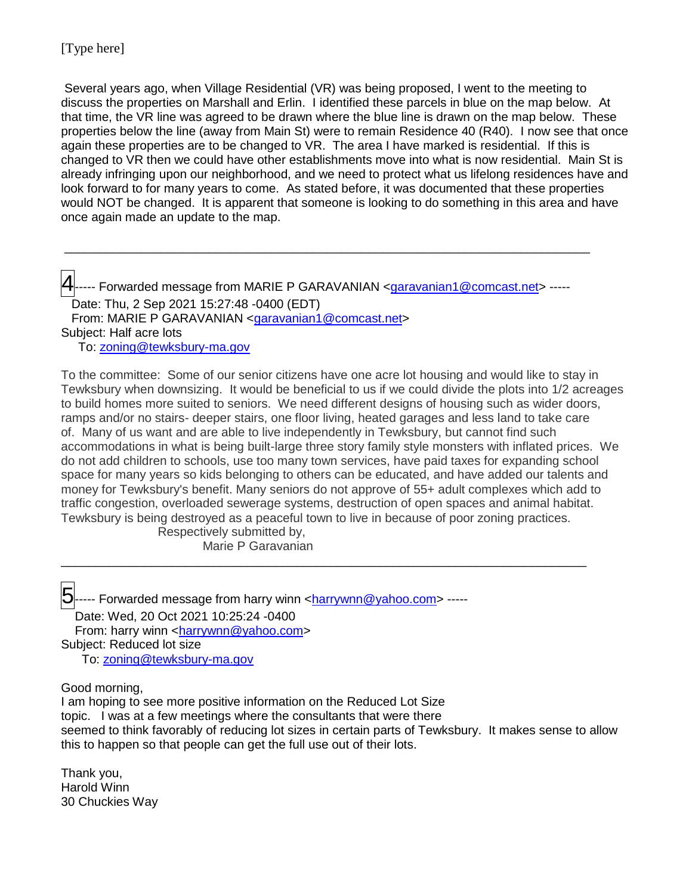[Type here]

Several years ago, when Village Residential (VR) was being proposed, I went to the meeting to discuss the properties on Marshall and Erlin. I identified these parcels in blue on the map below. At that time, the VR line was agreed to be drawn where the blue line is drawn on the map below. These properties below the line (away from Main St) were to remain Residence 40 (R40). I now see that once again these properties are to be changed to VR. The area I have marked is residential. If this is changed to VR then we could have other establishments move into what is now residential. Main St is already infringing upon our neighborhood, and we need to protect what us lifelong residences have and look forward to for many years to come. As stated before, it was documented that these properties would NOT be changed. It is apparent that someone is looking to do something in this area and have once again made an update to the map.

---

4----- Forwarded message from MARIE P GARAVANIAN <garavanian1@comcast.net> -----
Date: Thu, 2 Sep 2021 15:27:48 -0400 (EDT)
From: MARIE P GARAVANIAN <garavanian1@comcast.net>
Subject: Half acre lots
To: zoning@tewksbury-ma.gov

To the committee: Some of our senior citizens have one acre lot housing and would like to stay in Tewksbury when downsizing. It would be beneficial to us if we could divide the plots into 1/2 acreages to build homes more suited to seniors. We need different designs of housing such as wider doors, ramps and/or no stairs- deeper stairs, one floor living, heated garages and less land to take care of. Many of us want and are able to live independently in Tewksbury, but cannot find such accommodations in what is being built-large three story family style monsters with inflated prices. We do not add children to schools, use too many town services, have paid taxes for expanding school space for many years so kids belonging to others can be educated, and have added our talents and money for Tewksbury's benefit. Many seniors do not approve of 55+ adult complexes which add to traffic congestion, overloaded sewerage systems, destruction of open spaces and animal habitat. Tewksbury is being destroyed as a peaceful town to live in because of poor zoning practices.

Respectively submitted by,
Marie P Garavanian

---

5----- Forwarded message from harry winn <harrywnn@yahoo.com> -----
Date: Wed, 20 Oct 2021 10:25:24 -0400
From: harry winn <harrywnn@yahoo.com>
Subject: Reduced lot size
To: zoning@tewksbury-ma.gov

Good morning,
I am hoping to see more positive information on the Reduced Lot Size topic. I was at a few meetings where the consultants that were there seemed to think favorably of reducing lot sizes in certain parts of Tewksbury. It makes sense to allow this to happen so that people can get the full use out of their lots.

Thank you,
Harold Winn
30 Chuckies Way